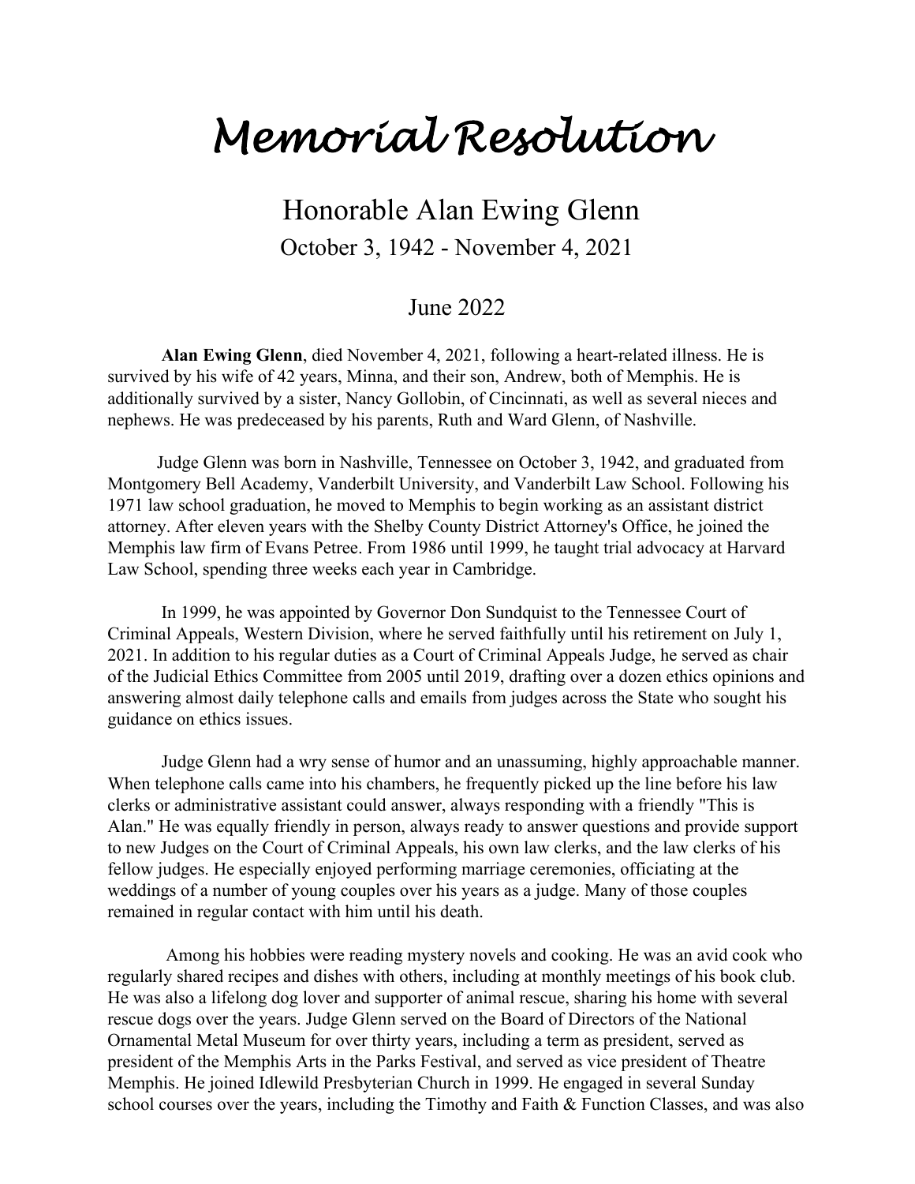# *Memorial Resolution*

## Honorable Alan Ewing Glenn

October 3, 1942 - November 4, 2021

June 2022

**Alan Ewing Glenn**, died November 4, 2021, following a heart-related illness. He is survived by his wife of 42 years, Minna, and their son, Andrew, both of Memphis. He is additionally survived by a sister, Nancy Gollobin, of Cincinnati, as well as several nieces and nephews. He was predeceased by his parents, Ruth and Ward Glenn, of Nashville.

Judge Glenn was born in Nashville, Tennessee on October 3, 1942, and graduated from Montgomery Bell Academy, Vanderbilt University, and Vanderbilt Law School. Following his 1971 law school graduation, he moved to Memphis to begin working as an assistant district attorney. After eleven years with the Shelby County District Attorney's Office, he joined the Memphis law firm of Evans Petree. From 1986 until 1999, he taught trial advocacy at Harvard Law School, spending three weeks each year in Cambridge.

In 1999, he was appointed by Governor Don Sundquist to the Tennessee Court of Criminal Appeals, Western Division, where he served faithfully until his retirement on July 1, 2021. In addition to his regular duties as a Court of Criminal Appeals Judge, he served as chair of the Judicial Ethics Committee from 2005 until 2019, drafting over a dozen ethics opinions and answering almost daily telephone calls and emails from judges across the State who sought his guidance on ethics issues.

Judge Glenn had a wry sense of humor and an unassuming, highly approachable manner. When telephone calls came into his chambers, he frequently picked up the line before his law clerks or administrative assistant could answer, always responding with a friendly "This is Alan." He was equally friendly in person, always ready to answer questions and provide support to new Judges on the Court of Criminal Appeals, his own law clerks, and the law clerks of his fellow judges. He especially enjoyed performing marriage ceremonies, officiating at the weddings of a number of young couples over his years as a judge. Many of those couples remained in regular contact with him until his death.

Among his hobbies were reading mystery novels and cooking. He was an avid cook who regularly shared recipes and dishes with others, including at monthly meetings of his book club. He was also a lifelong dog lover and supporter of animal rescue, sharing his home with several rescue dogs over the years. Judge Glenn served on the Board of Directors of the National Ornamental Metal Museum for over thirty years, including a term as president, served as president of the Memphis Arts in the Parks Festival, and served as vice president of Theatre Memphis. He joined Idlewild Presbyterian Church in 1999. He engaged in several Sunday school courses over the years, including the Timothy and Faith & Function Classes, and was also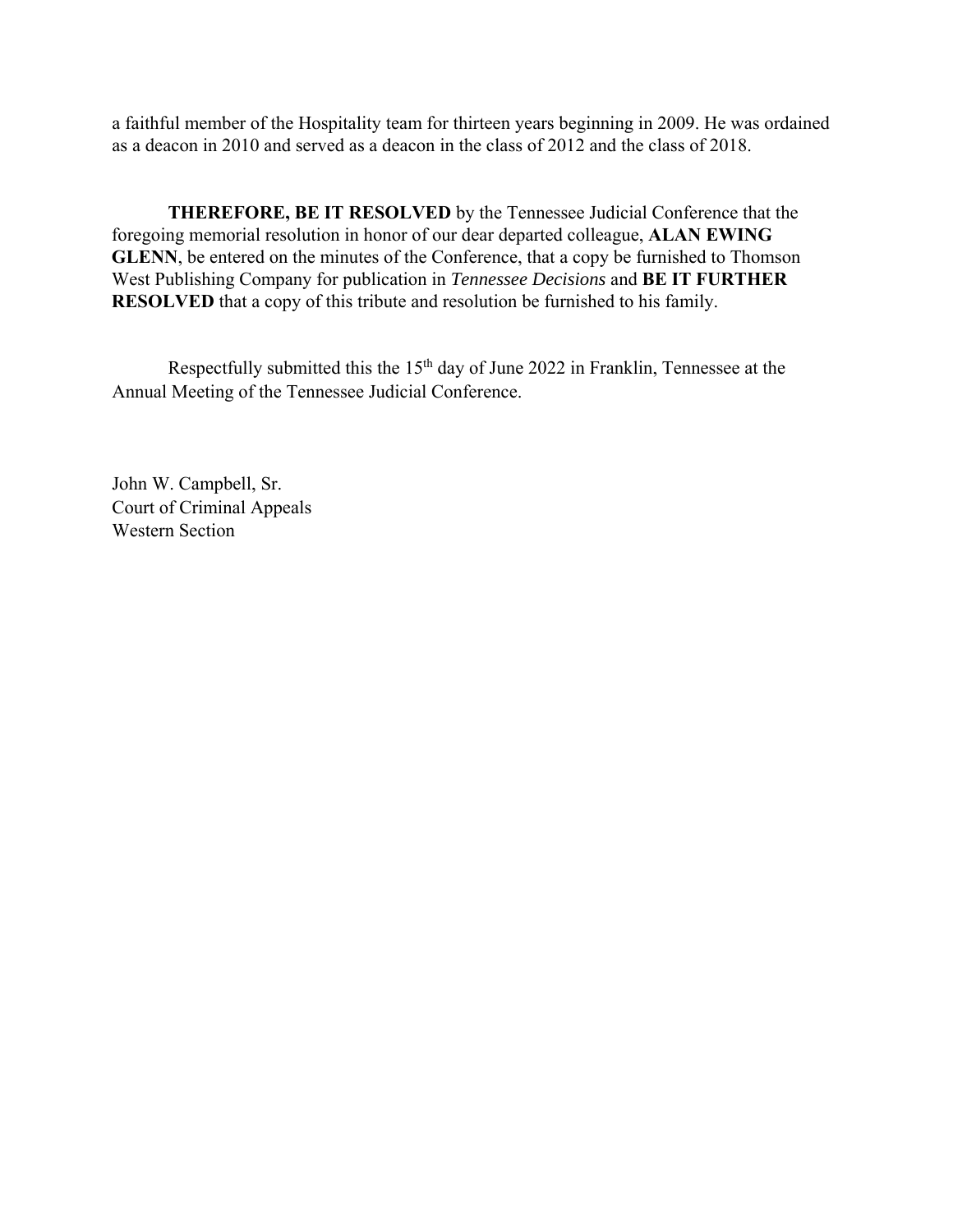a faithful member of the Hospitality team for thirteen years beginning in 2009. He was ordained as a deacon in 2010 and served as a deacon in the class of 2012 and the class of 2018.

**THEREFORE, BE IT RESOLVED** by the Tennessee Judicial Conference that the foregoing memorial resolution in honor of our dear departed colleague, **ALAN EWING GLENN**, be entered on the minutes of the Conference, that a copy be furnished to Thomson West Publishing Company for publication in *Tennessee Decisions* and **BE IT FURTHER RESOLVED** that a copy of this tribute and resolution be furnished to his family.

Respectfully submitted this the 15th day of June 2022 in Franklin, Tennessee at the Annual Meeting of the Tennessee Judicial Conference.

John W. Campbell, Sr.  
Court of Criminal Appeals  
Western Section